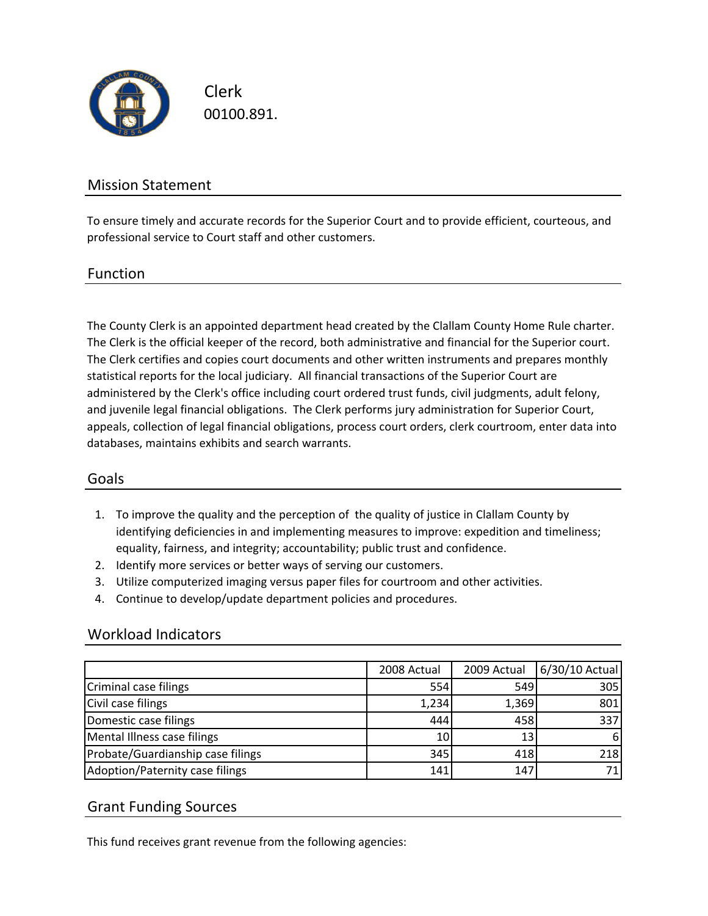# Clerk

00100.891.

## Mission Statement

To ensure timely and accurate records for the Superior Court and to provide efficient, courteous, and professional service to Court staff and other customers.

## Function

The County Clerk is an appointed department head created by the Clallam County Home Rule charter. The Clerk is the official keeper of the record, both administrative and financial for the Superior court. The Clerk certifies and copies court documents and other written instruments and prepares monthly statistical reports for the local judiciary. All financial transactions of the Superior Court are administered by the Clerk's office including court ordered trust funds, civil judgments, adult felony, and juvenile legal financial obligations. The Clerk performs jury administration for Superior Court, appeals, collection of legal financial obligations, process court orders, clerk courtroom, enter data into databases, maintains exhibits and search warrants.

## Goals

1. To improve the quality and the perception of the quality of justice in Clallam County by identifying deficiencies in and implementing measures to improve: expedition and timeliness; equality, fairness, and integrity; accountability; public trust and confidence.
2. Identify more services or better ways of serving our customers.
3. Utilize computerized imaging versus paper files for courtroom and other activities.
4. Continue to develop/update department policies and procedures.

## Workload Indicators

| | 2008 Actual | 2009 Actual | 6/30/10 Actual |
|---|---|---|---|
| Criminal case filings | 554 | 549 | 305 |
| Civil case filings | 1,234 | 1,369 | 801 |
| Domestic case filings | 444 | 458 | 337 |
| Mental Illness case filings | 10 | 13 | 6 |
| Probate/Guardianship case filings | 345 | 418 | 218 |
| Adoption/Paternity case filings | 141 | 147 | 71 |

## Grant Funding Sources

This fund receives grant revenue from the following agencies: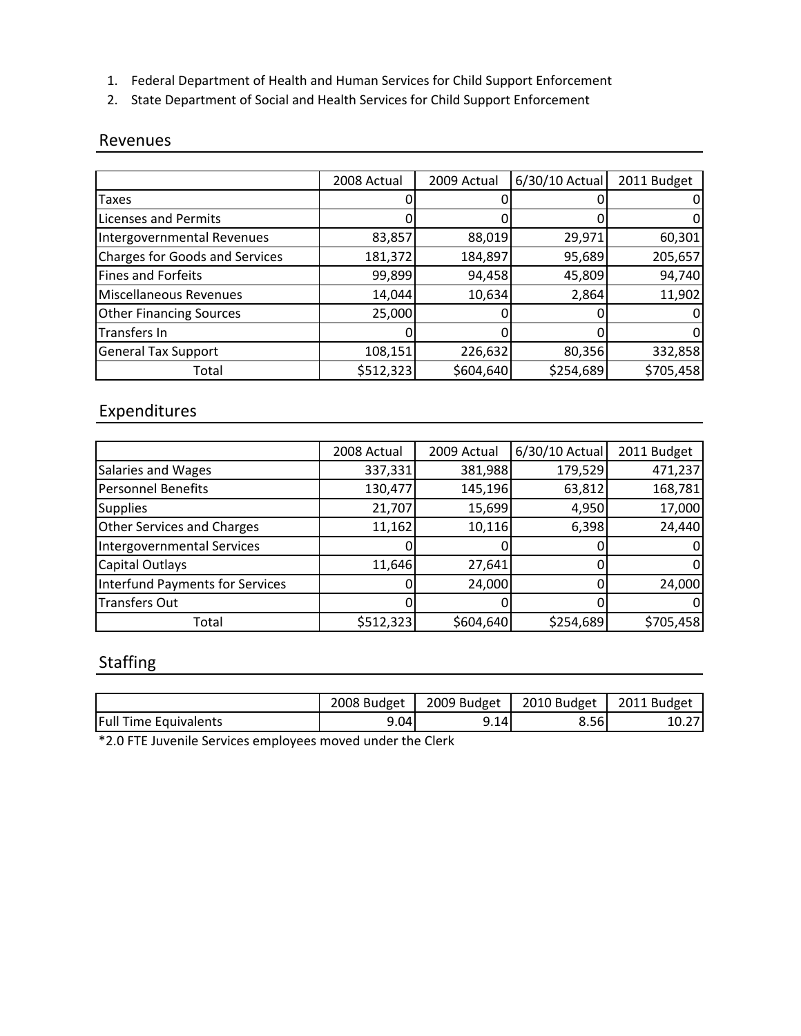1. Federal Department of Health and Human Services for Child Support Enforcement
2. State Department of Social and Health Services for Child Support Enforcement

## Revenues

| | 2008 Actual | 2009 Actual | 6/30/10 Actual | 2011 Budget |
|---|---|---|---|---|
| Taxes | 0 | 0 | 0 | 0 |
| Licenses and Permits | 0 | 0 | 0 | 0 |
| Intergovernmental Revenues | 83,857 | 88,019 | 29,971 | 60,301 |
| Charges for Goods and Services | 181,372 | 184,897 | 95,689 | 205,657 |
| Fines and Forfeits | 99,899 | 94,458 | 45,809 | 94,740 |
| Miscellaneous Revenues | 14,044 | 10,634 | 2,864 | 11,902 |
| Other Financing Sources | 25,000 | 0 | 0 | 0 |
| Transfers In | 0 | 0 | 0 | 0 |
| General Tax Support | 108,151 | 226,632 | 80,356 | 332,858 |
| Total | $512,323 | $604,640 | $254,689 | $705,458 |

## Expenditures

| | 2008 Actual | 2009 Actual | 6/30/10 Actual | 2011 Budget |
|---|---|---|---|---|
| Salaries and Wages | 337,331 | 381,988 | 179,529 | 471,237 |
| Personnel Benefits | 130,477 | 145,196 | 63,812 | 168,781 |
| Supplies | 21,707 | 15,699 | 4,950 | 17,000 |
| Other Services and Charges | 11,162 | 10,116 | 6,398 | 24,440 |
| Intergovernmental Services | 0 | 0 | 0 | 0 |
| Capital Outlays | 11,646 | 27,641 | 0 | 0 |
| Interfund Payments for Services | 0 | 24,000 | 0 | 24,000 |
| Transfers Out | 0 | 0 | 0 | 0 |
| Total | $512,323 | $604,640 | $254,689 | $705,458 |

## Staffing

| | 2008 Budget | 2009 Budget | 2010 Budget | 2011 Budget |
|---|---|---|---|---|
| Full Time Equivalents | 9.04 | 9.14 | 8.56 | 10.27 |

*2.0 FTE Juvenile Services employees moved under the Clerk